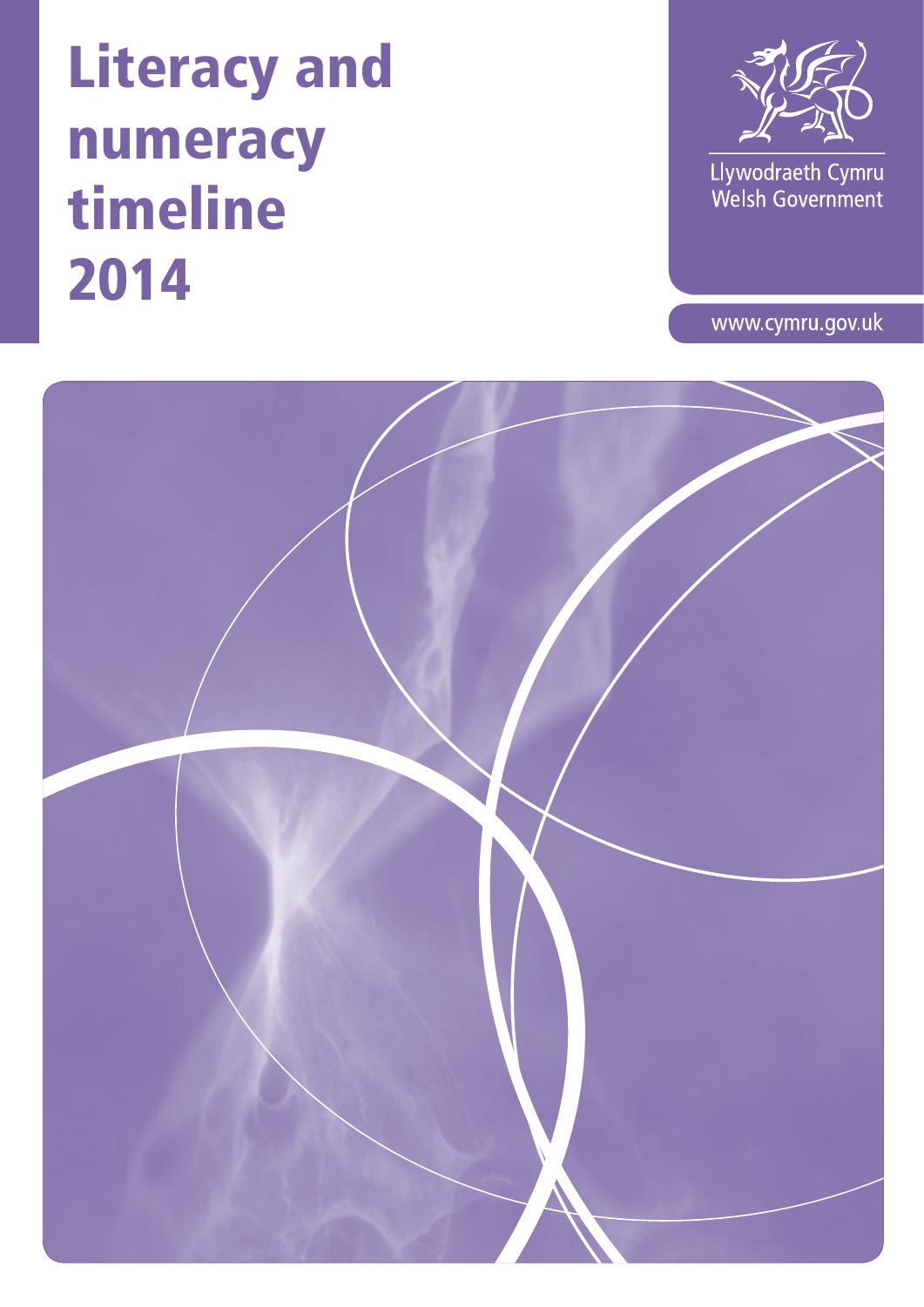# Literacy and numeracy timeline 2014

Llywodraeth Cymru
Welsh Government

www.cymru.gov.uk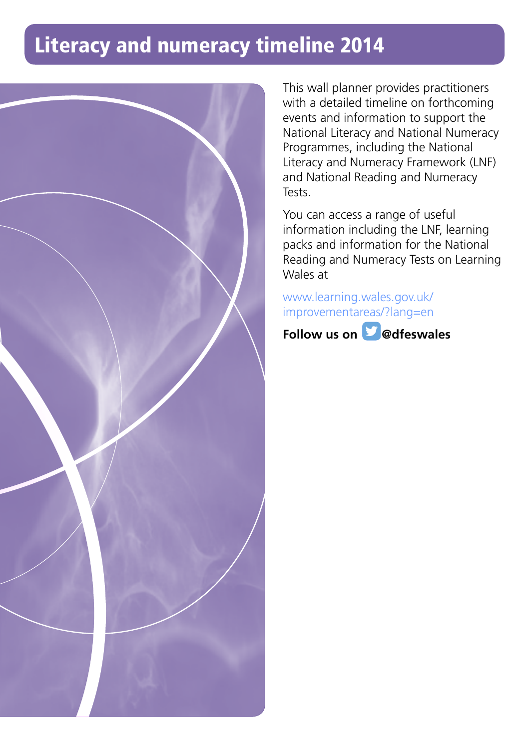# Literacy and numeracy timeline 2014

This wall planner provides practitioners with a detailed timeline on forthcoming events and information to support the National Literacy and National Numeracy Programmes, including the National Literacy and Numeracy Framework (LNF) and National Reading and Numeracy Tests.

You can access a range of useful information including the LNF, learning packs and information for the National Reading and Numeracy Tests on Learning Wales at

www.learning.wales.gov.uk/improvementareas/?lang=en

**Follow us on @dfeswales**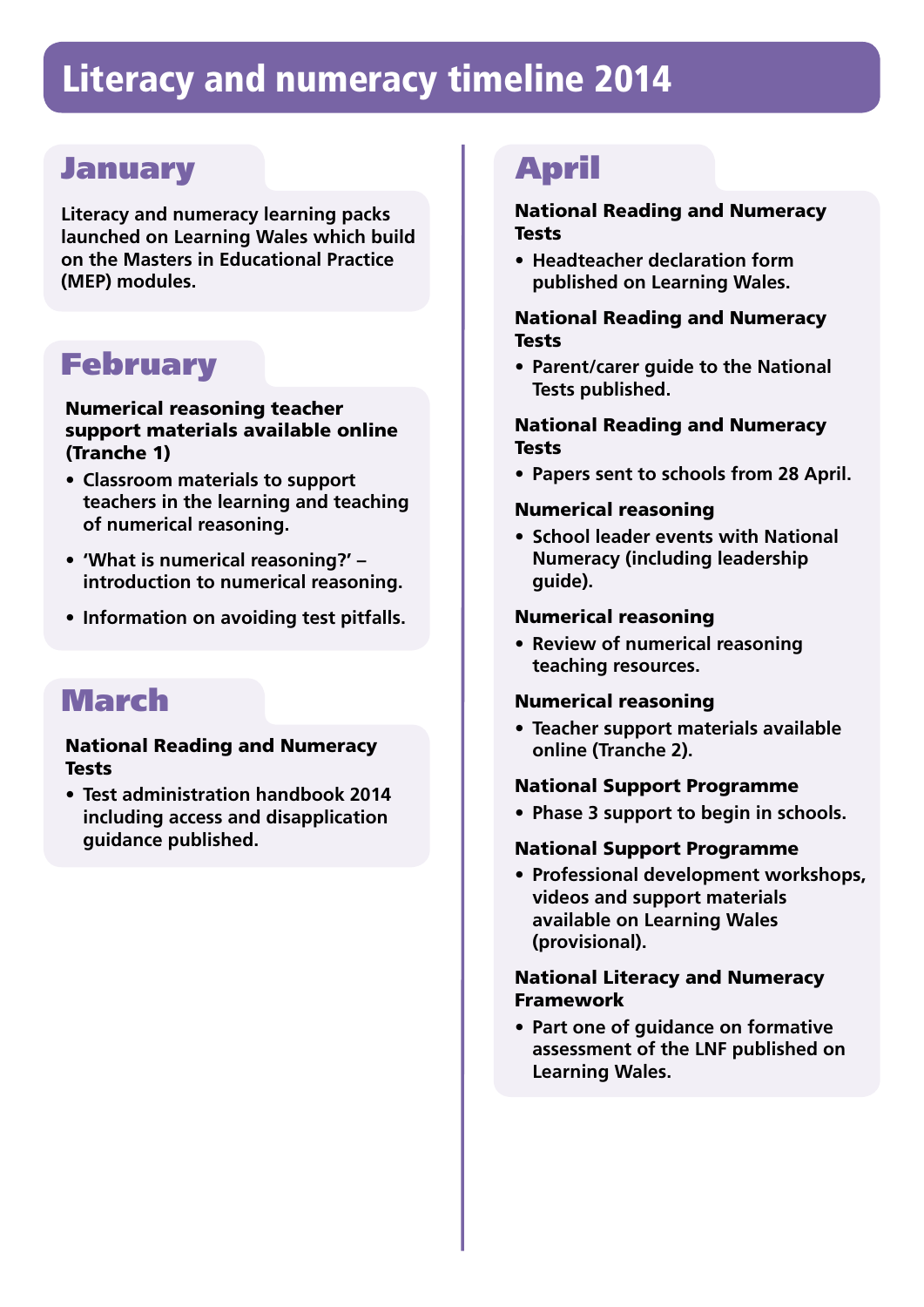# Literacy and numeracy timeline 2014

## January

Literacy and numeracy learning packs launched on Learning Wales which build on the Masters in Educational Practice (MEP) modules.

## February

**Numerical reasoning teacher support materials available online (Tranche 1)**

- Classroom materials to support teachers in the learning and teaching of numerical reasoning.
- 'What is numerical reasoning?' – introduction to numerical reasoning.
- Information on avoiding test pitfalls.

## March

**National Reading and Numeracy Tests**

- Test administration handbook 2014 including access and disapplication guidance published.

## April

**National Reading and Numeracy Tests**

- Headteacher declaration form published on Learning Wales.

**National Reading and Numeracy Tests**

- Parent/carer guide to the National Tests published.

**National Reading and Numeracy Tests**

- Papers sent to schools from 28 April.

**Numerical reasoning**

- School leader events with National Numeracy (including leadership guide).

**Numerical reasoning**

- Review of numerical reasoning teaching resources.

**Numerical reasoning**

- Teacher support materials available online (Tranche 2).

**National Support Programme**

- Phase 3 support to begin in schools.

**National Support Programme**

- Professional development workshops, videos and support materials available on Learning Wales (provisional).

**National Literacy and Numeracy Framework**

- Part one of guidance on formative assessment of the LNF published on Learning Wales.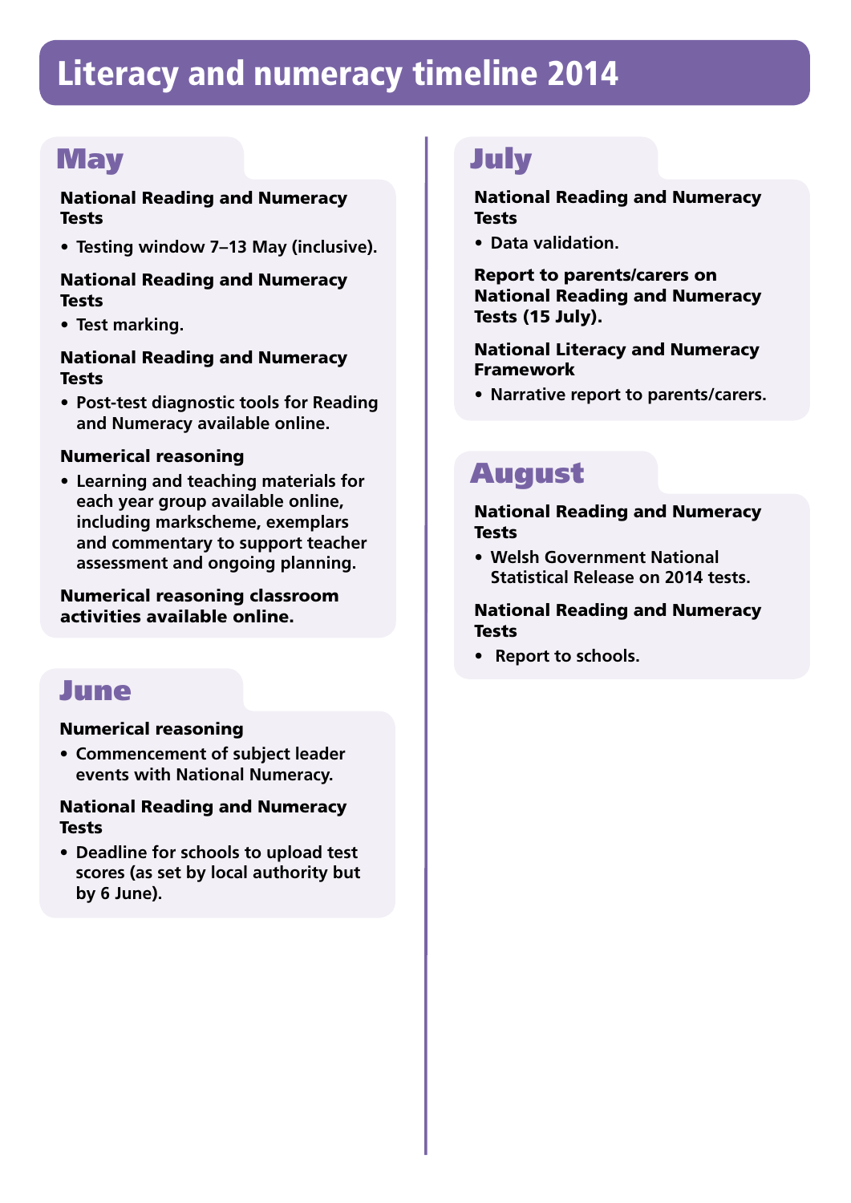# Literacy and numeracy timeline 2014

## May

**National Reading and Numeracy Tests**

- Testing window 7–13 May (inclusive).

**National Reading and Numeracy Tests**

- Test marking.

**National Reading and Numeracy Tests**

- Post-test diagnostic tools for Reading and Numeracy available online.

**Numerical reasoning**

- Learning and teaching materials for each year group available online, including markscheme, exemplars and commentary to support teacher assessment and ongoing planning.

**Numerical reasoning classroom activities available online.**

## June

**Numerical reasoning**

- Commencement of subject leader events with National Numeracy.

**National Reading and Numeracy Tests**

- Deadline for schools to upload test scores (as set by local authority but by 6 June).

## July

**National Reading and Numeracy Tests**

- Data validation.

**Report to parents/carers on National Reading and Numeracy Tests (15 July).**

**National Literacy and Numeracy Framework**

- Narrative report to parents/carers.

## August

**National Reading and Numeracy Tests**

- Welsh Government National Statistical Release on 2014 tests.

**National Reading and Numeracy Tests**

- Report to schools.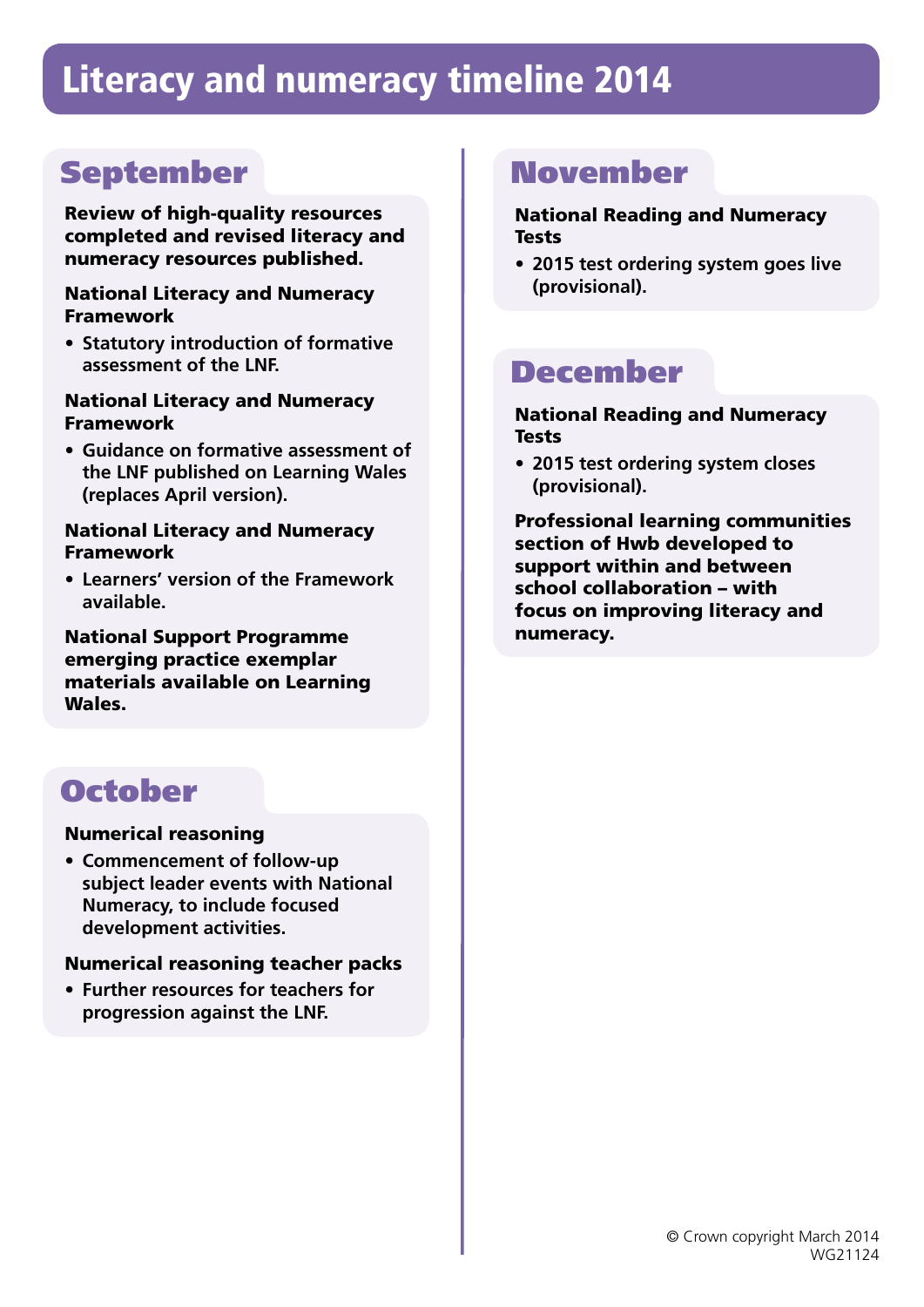# Literacy and numeracy timeline 2014

## September

**Review of high-quality resources completed and revised literacy and numeracy resources published.**

**National Literacy and Numeracy Framework**

- Statutory introduction of formative assessment of the LNF.

**National Literacy and Numeracy Framework**

- Guidance on formative assessment of the LNF published on Learning Wales (replaces April version).

**National Literacy and Numeracy Framework**

- Learners' version of the Framework available.

**National Support Programme emerging practice exemplar materials available on Learning Wales.**

## October

**Numerical reasoning**

- Commencement of follow-up subject leader events with National Numeracy, to include focused development activities.

**Numerical reasoning teacher packs**

- Further resources for teachers for progression against the LNF.

## November

**National Reading and Numeracy Tests**

- 2015 test ordering system goes live (provisional).

## December

**National Reading and Numeracy Tests**

- 2015 test ordering system closes (provisional).

**Professional learning communities section of Hwb developed to support within and between school collaboration – with focus on improving literacy and numeracy.**

© Crown copyright March 2014
WG21124